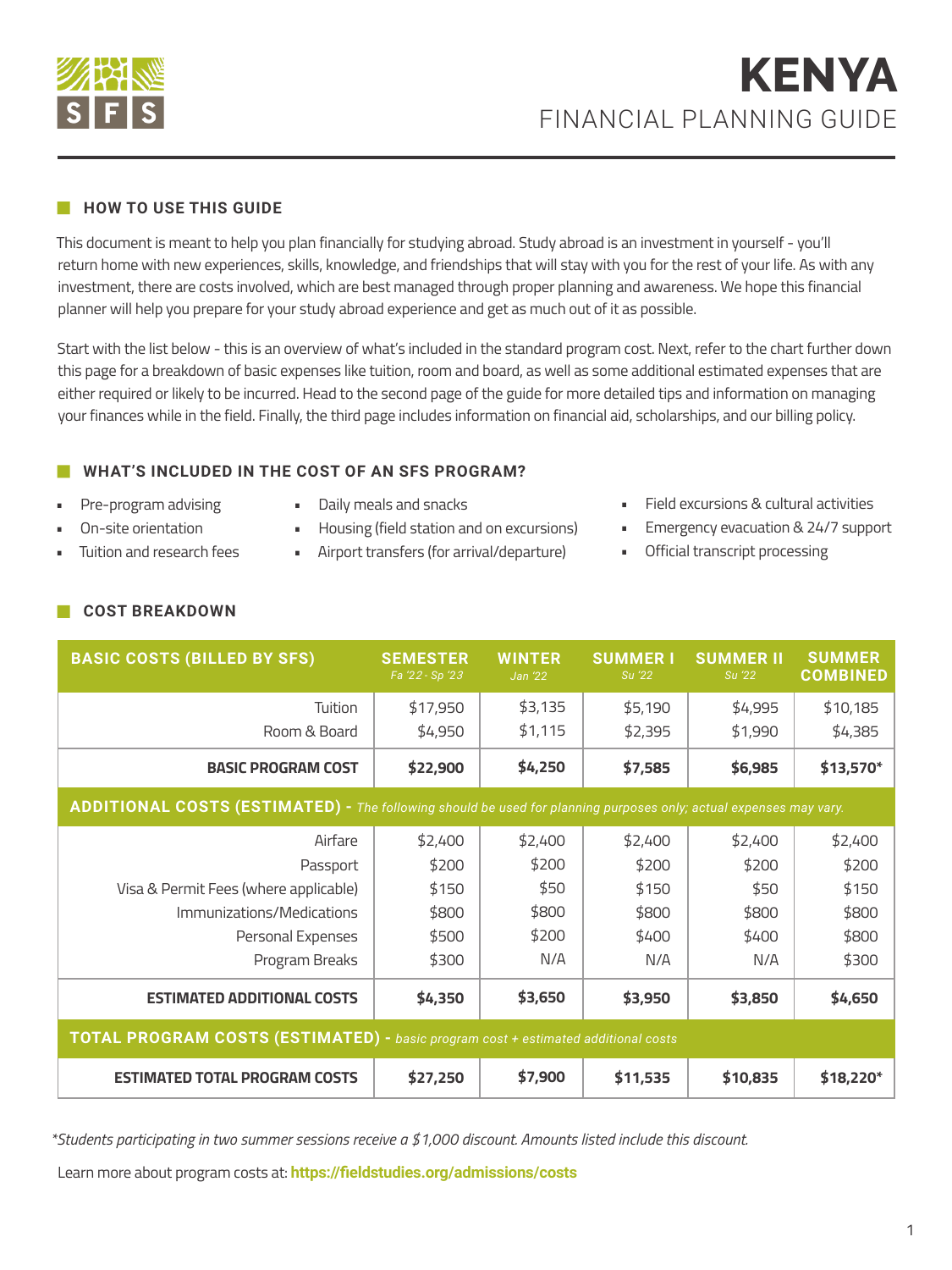# KENYA

## FINANCIAL PLANNING GUIDE

### HOW TO USE THIS GUIDE

This document is meant to help you plan financially for studying abroad. Study abroad is an investment in yourself - you'll return home with new experiences, skills, knowledge, and friendships that will stay with you for the rest of your life. As with any investment, there are costs involved, which are best managed through proper planning and awareness. We hope this financial planner will help you prepare for your study abroad experience and get as much out of it as possible.

Start with the list below - this is an overview of what's included in the standard program cost. Next, refer to the chart further down this page for a breakdown of basic expenses like tuition, room and board, as well as some additional estimated expenses that are either required or likely to be incurred. Head to the second page of the guide for more detailed tips and information on managing your finances while in the field. Finally, the third page includes information on financial aid, scholarships, and our billing policy.

### WHAT'S INCLUDED IN THE COST OF AN SFS PROGRAM?

- Pre-program advising
- On-site orientation
- Tuition and research fees
- Daily meals and snacks
- Housing (field station and on excursions)
- Airport transfers (for arrival/departure)
- Field excursions & cultural activities
- Emergency evacuation & 24/7 support
- Official transcript processing

### COST BREAKDOWN

| BASIC COSTS (BILLED BY SFS) | SEMESTER *Fa '22 - Sp '23* | WINTER *Jan '22* | SUMMER I *Su '22* | SUMMER II *Su '22* | SUMMER COMBINED |
|---|---|---|---|---|---|
| Tuition | $17,950 | $3,135 | $5,190 | $4,995 | $10,185 |
| Room & Board | $4,950 | $1,115 | $2,395 | $1,990 | $4,385 |
| **BASIC PROGRAM COST** | **$22,900** | **$4,250** | **$7,585** | **$6,985** | **$13,570*** |
| **ADDITIONAL COSTS (ESTIMATED)** - *The following should be used for planning purposes only; actual expenses may vary.* | | | | | |
| Airfare | $2,400 | $2,400 | $2,400 | $2,400 | $2,400 |
| Passport | $200 | $200 | $200 | $200 | $200 |
| Visa & Permit Fees (where applicable) | $150 | $50 | $150 | $50 | $150 |
| Immunizations/Medications | $800 | $800 | $800 | $800 | $800 |
| Personal Expenses | $500 | $200 | $400 | $400 | $800 |
| Program Breaks | $300 | N/A | N/A | N/A | $300 |
| **ESTIMATED ADDITIONAL COSTS** | **$4,350** | **$3,650** | **$3,950** | **$3,850** | **$4,650** |
| **TOTAL PROGRAM COSTS (ESTIMATED)** - *basic program cost + estimated additional costs* | | | | | |
| **ESTIMATED TOTAL PROGRAM COSTS** | **$27,250** | **$7,900** | **$11,535** | **$10,835** | **$18,220*** |

*\*Students participating in two summer sessions receive a $1,000 discount. Amounts listed include this discount.*

Learn more about program costs at: **https://fieldstudies.org/admissions/costs**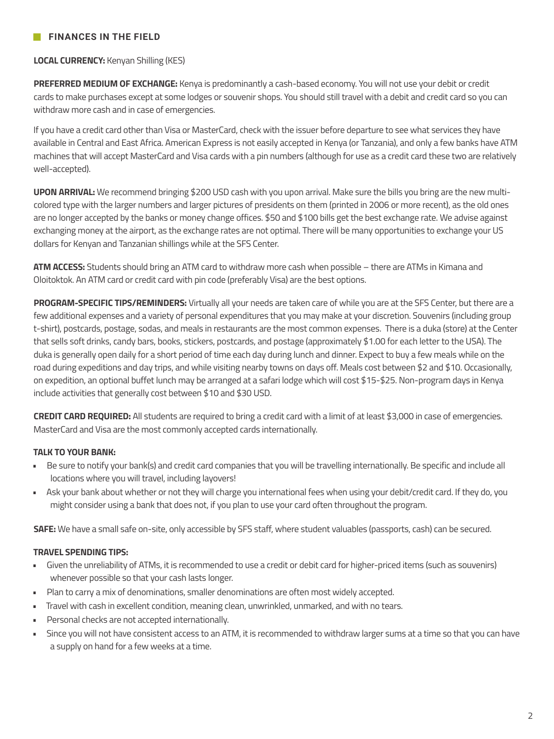## FINANCES IN THE FIELD

**LOCAL CURRENCY:** Kenyan Shilling (KES)

**PREFERRED MEDIUM OF EXCHANGE:** Kenya is predominantly a cash-based economy. You will not use your debit or credit cards to make purchases except at some lodges or souvenir shops. You should still travel with a debit and credit card so you can withdraw more cash and in case of emergencies.

If you have a credit card other than Visa or MasterCard, check with the issuer before departure to see what services they have available in Central and East Africa. American Express is not easily accepted in Kenya (or Tanzania), and only a few banks have ATM machines that will accept MasterCard and Visa cards with a pin numbers (although for use as a credit card these two are relatively well-accepted).

**UPON ARRIVAL:** We recommend bringing $200 USD cash with you upon arrival. Make sure the bills you bring are the new multi-colored type with the larger numbers and larger pictures of presidents on them (printed in 2006 or more recent), as the old ones are no longer accepted by the banks or money change offices. $50 and $100 bills get the best exchange rate. We advise against exchanging money at the airport, as the exchange rates are not optimal. There will be many opportunities to exchange your US dollars for Kenyan and Tanzanian shillings while at the SFS Center.

**ATM ACCESS:** Students should bring an ATM card to withdraw more cash when possible – there are ATMs in Kimana and Oloitoktok. An ATM card or credit card with pin code (preferably Visa) are the best options.

**PROGRAM-SPECIFIC TIPS/REMINDERS:** Virtually all your needs are taken care of while you are at the SFS Center, but there are a few additional expenses and a variety of personal expenditures that you may make at your discretion. Souvenirs (including group t-shirt), postcards, postage, sodas, and meals in restaurants are the most common expenses. There is a duka (store) at the Center that sells soft drinks, candy bars, books, stickers, postcards, and postage (approximately $1.00 for each letter to the USA). The duka is generally open daily for a short period of time each day during lunch and dinner. Expect to buy a few meals while on the road during expeditions and day trips, and while visiting nearby towns on days off. Meals cost between $2 and $10. Occasionally, on expedition, an optional buffet lunch may be arranged at a safari lodge which will cost $15-$25. Non-program days in Kenya include activities that generally cost between $10 and $30 USD.

**CREDIT CARD REQUIRED:** All students are required to bring a credit card with a limit of at least $3,000 in case of emergencies. MasterCard and Visa are the most commonly accepted cards internationally.

**TALK TO YOUR BANK:**

- Be sure to notify your bank(s) and credit card companies that you will be travelling internationally. Be specific and include all locations where you will travel, including layovers!
- Ask your bank about whether or not they will charge you international fees when using your debit/credit card. If they do, you might consider using a bank that does not, if you plan to use your card often throughout the program.

**SAFE:** We have a small safe on-site, only accessible by SFS staff, where student valuables (passports, cash) can be secured.

**TRAVEL SPENDING TIPS:**

- Given the unreliability of ATMs, it is recommended to use a credit or debit card for higher-priced items (such as souvenirs) whenever possible so that your cash lasts longer.
- Plan to carry a mix of denominations, smaller denominations are often most widely accepted.
- Travel with cash in excellent condition, meaning clean, unwrinkled, unmarked, and with no tears.
- Personal checks are not accepted internationally.
- Since you will not have consistent access to an ATM, it is recommended to withdraw larger sums at a time so that you can have a supply on hand for a few weeks at a time.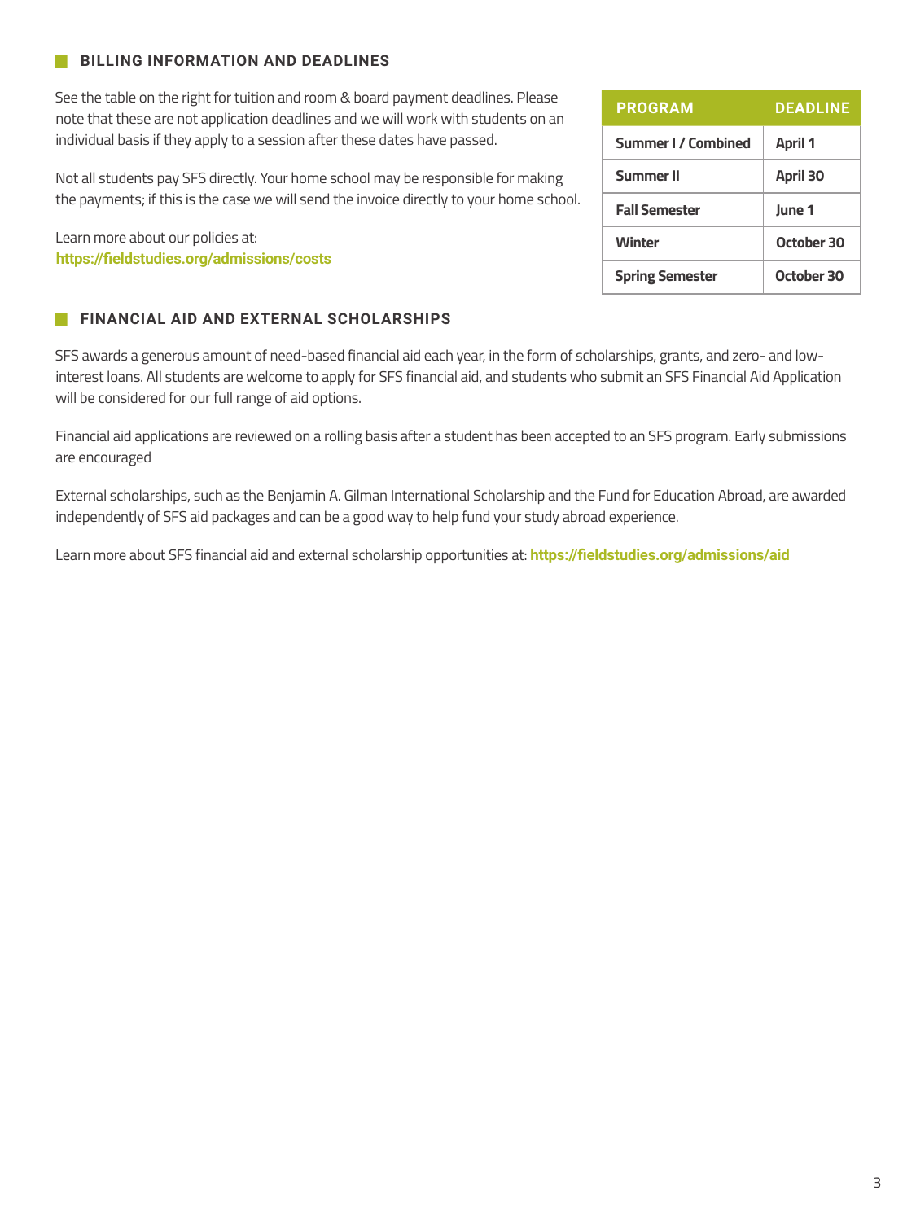## BILLING INFORMATION AND DEADLINES

See the table on the right for tuition and room & board payment deadlines. Please note that these are not application deadlines and we will work with students on an individual basis if they apply to a session after these dates have passed.

Not all students pay SFS directly. Your home school may be responsible for making the payments; if this is the case we will send the invoice directly to your home school.

Learn more about our policies at:
**https://fieldstudies.org/admissions/costs**

| PROGRAM | DEADLINE |
|---|---|
| **Summer I / Combined** | **April 1** |
| **Summer II** | **April 30** |
| **Fall Semester** | **June 1** |
| **Winter** | **October 30** |
| **Spring Semester** | **October 30** |

## FINANCIAL AID AND EXTERNAL SCHOLARSHIPS

SFS awards a generous amount of need-based financial aid each year, in the form of scholarships, grants, and zero- and low-interest loans. All students are welcome to apply for SFS financial aid, and students who submit an SFS Financial Aid Application will be considered for our full range of aid options.

Financial aid applications are reviewed on a rolling basis after a student has been accepted to an SFS program. Early submissions are encouraged

External scholarships, such as the Benjamin A. Gilman International Scholarship and the Fund for Education Abroad, are awarded independently of SFS aid packages and can be a good way to help fund your study abroad experience.

Learn more about SFS financial aid and external scholarship opportunities at: **https://fieldstudies.org/admissions/aid**